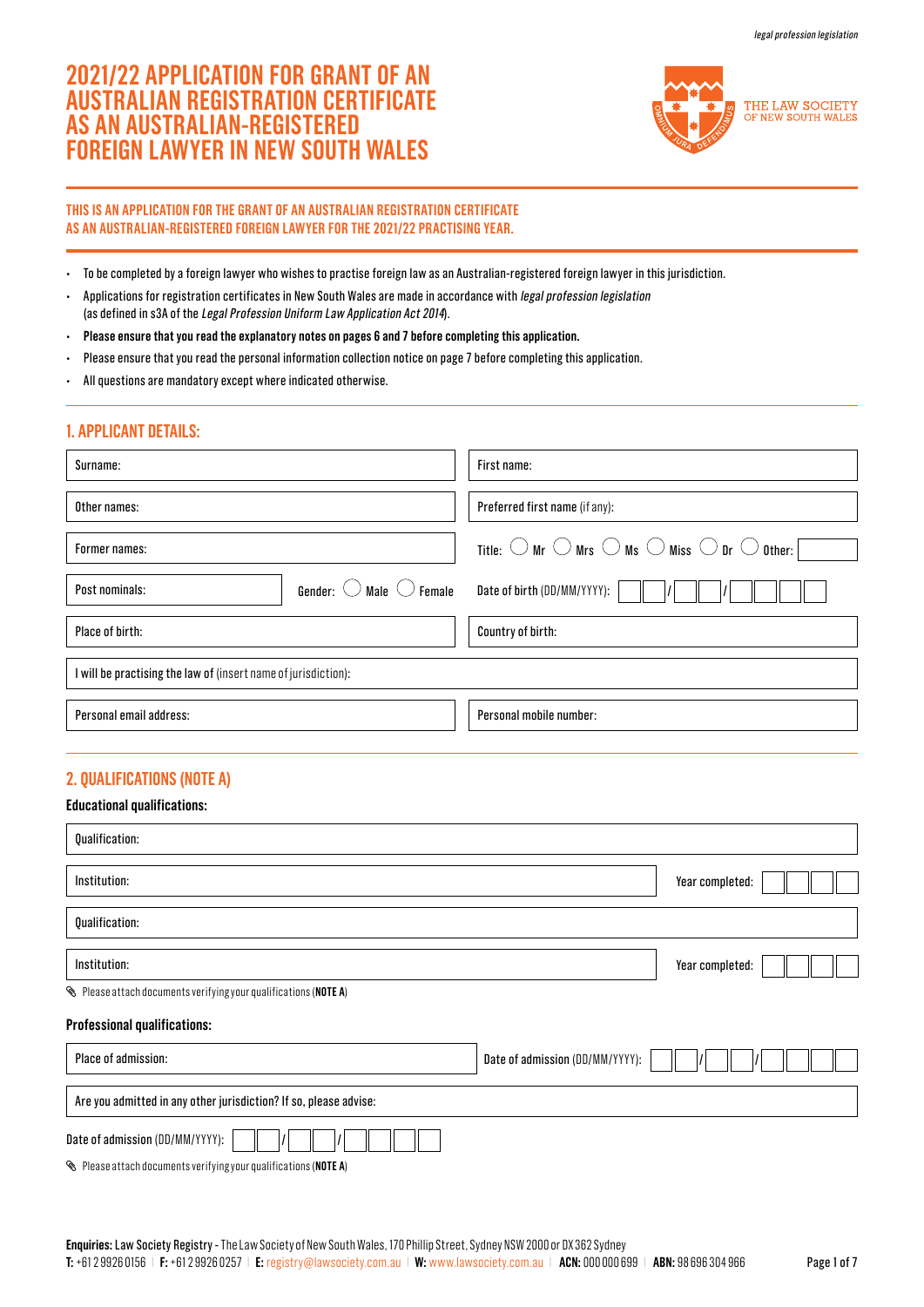# 2021/22 APPLICATION FOR GRANT OF AN AUSTRALIAN REGISTRATION CERTIFICATE AS AN AUSTRALIAN-REGISTERED FOREIGN LAWYER IN NEW SOUTH WALES

THE LAW SOCIETY OF NEW SOUTH WALES

**THIS IS AN APPLICATION FOR THE GRANT OF AN AUSTRALIAN REGISTRATION CERTIFICATE AS AN AUSTRALIAN-REGISTERED FOREIGN LAWYER FOR THE 2021/22 PRACTISING YEAR.**

- To be completed by a foreign lawyer who wishes to practise foreign law as an Australian-registered foreign lawyer in this jurisdiction.
- Applications for registration certificates in New South Wales are made in accordance with *legal profession legislation* (as defined in s3A of the *Legal Profession Uniform Law Application Act 2014*).
- **Please ensure that you read the explanatory notes on pages 6 and 7 before completing this application.**
- Please ensure that you read the personal information collection notice on page 7 before completing this application.
- All questions are mandatory except where indicated otherwise.

## 1. APPLICANT DETAILS:

Surname:

First name:

Other names:

Preferred first name (if any):

Former names:

Title: ◯ Mr ◯ Mrs ◯ Ms ◯ Miss ◯ Dr ◯ Other:

Post nominals:

Gender: ◯ Male ◯ Female

Date of birth (DD/MM/YYYY): __ __ / __ __ / __ __ __ __

Place of birth:

Country of birth:

I will be practising the law of (insert name of jurisdiction):

Personal email address:

Personal mobile number:

## 2. QUALIFICATIONS (NOTE A)

**Educational qualifications:**

Qualification:

Institution:

Year completed: __ __ __ __

Qualification:

Institution:

Year completed: __ __ __ __

Please attach documents verifying your qualifications (**NOTE A**)

**Professional qualifications:**

Place of admission:

Date of admission (DD/MM/YYYY): __ __ / __ __ / __ __ __ __

Are you admitted in any other jurisdiction? If so, please advise:

Date of admission (DD/MM/YYYY): __ __ / __ __ / __ __ __ __

Please attach documents verifying your qualifications (**NOTE A**)

**Enquiries:** Law Society Registry - The Law Society of New South Wales, 170 Phillip Street, Sydney NSW 2000 or DX 362 Sydney
**T:** +61 2 9926 0156 | **F:** +61 2 9926 0257 | **E:** registry@lawsociety.com.au | **W:** www.lawsociety.com.au | **ACN:** 000 000 699 | **ABN:** 98 696 304 966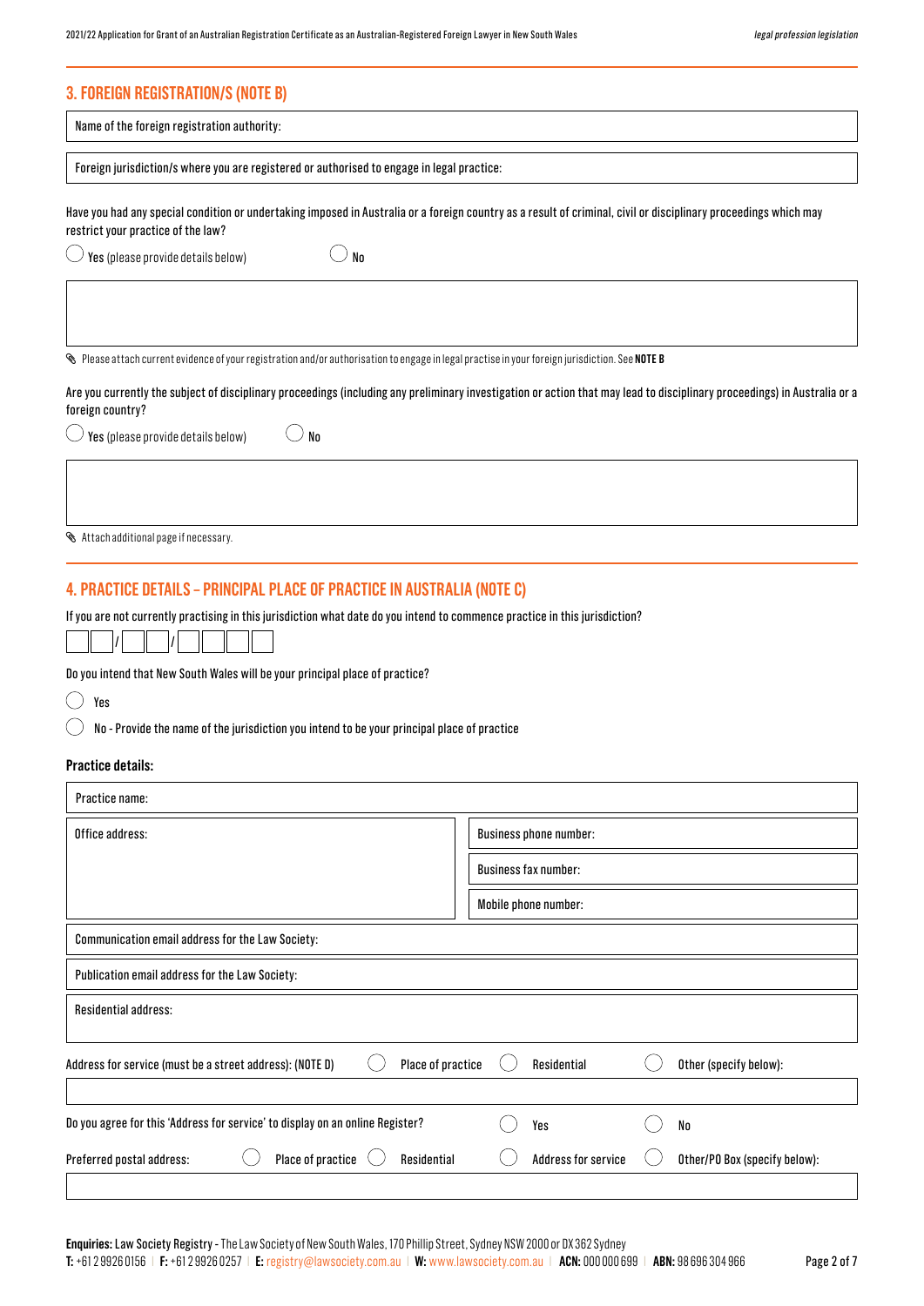## 3. FOREIGN REGISTRATION/S (NOTE B)

Name of the foreign registration authority:

Foreign jurisdiction/s where you are registered or authorised to engage in legal practice:

Have you had any special condition or undertaking imposed in Australia or a foreign country as a result of criminal, civil or disciplinary proceedings which may restrict your practice of the law?

◯ Yes (please provide details below) ◯ No

Please attach current evidence of your registration and/or authorisation to engage in legal practise in your foreign jurisdiction. See **NOTE B**

Are you currently the subject of disciplinary proceedings (including any preliminary investigation or action that may lead to disciplinary proceedings) in Australia or a foreign country?

◯ Yes (please provide details below) ◯ No

Attach additional page if necessary.

## 4. PRACTICE DETAILS – PRINCIPAL PLACE OF PRACTICE IN AUSTRALIA (NOTE C)

If you are not currently practising in this jurisdiction what date do you intend to commence practice in this jurisdiction?

__ __ / __ __ / __ __ __ __

Do you intend that New South Wales will be your principal place of practice?

◯ Yes

◯ No - Provide the name of the jurisdiction you intend to be your principal place of practice

### Practice details:

Practice name:

| Office address: | Business phone number: |
|---|---|
| | Business fax number: |
| | Mobile phone number: |

Communication email address for the Law Society:

Publication email address for the Law Society:

Residential address:

Address for service (must be a street address): (NOTE D) ◯ Place of practice ◯ Residential ◯ Other (specify below):

Do you agree for this 'Address for service' to display on online Register? ◯ Yes ◯ No

Preferred postal address: ◯ Place of practice ◯ Residential ◯ Address for service ◯ Other/PO Box (specify below):

**Enquiries:** Law Society Registry - The Law Society of New South Wales, 170 Phillip Street, Sydney NSW 2000 or DX 362 Sydney
**T:** +61 2 9926 0156 | **F:** +61 2 9926 0257 | **E:** registry@lawsociety.com.au | **W:** www.lawsociety.com.au | **ACN:** 000 000 699 | **ABN:** 98 696 304 966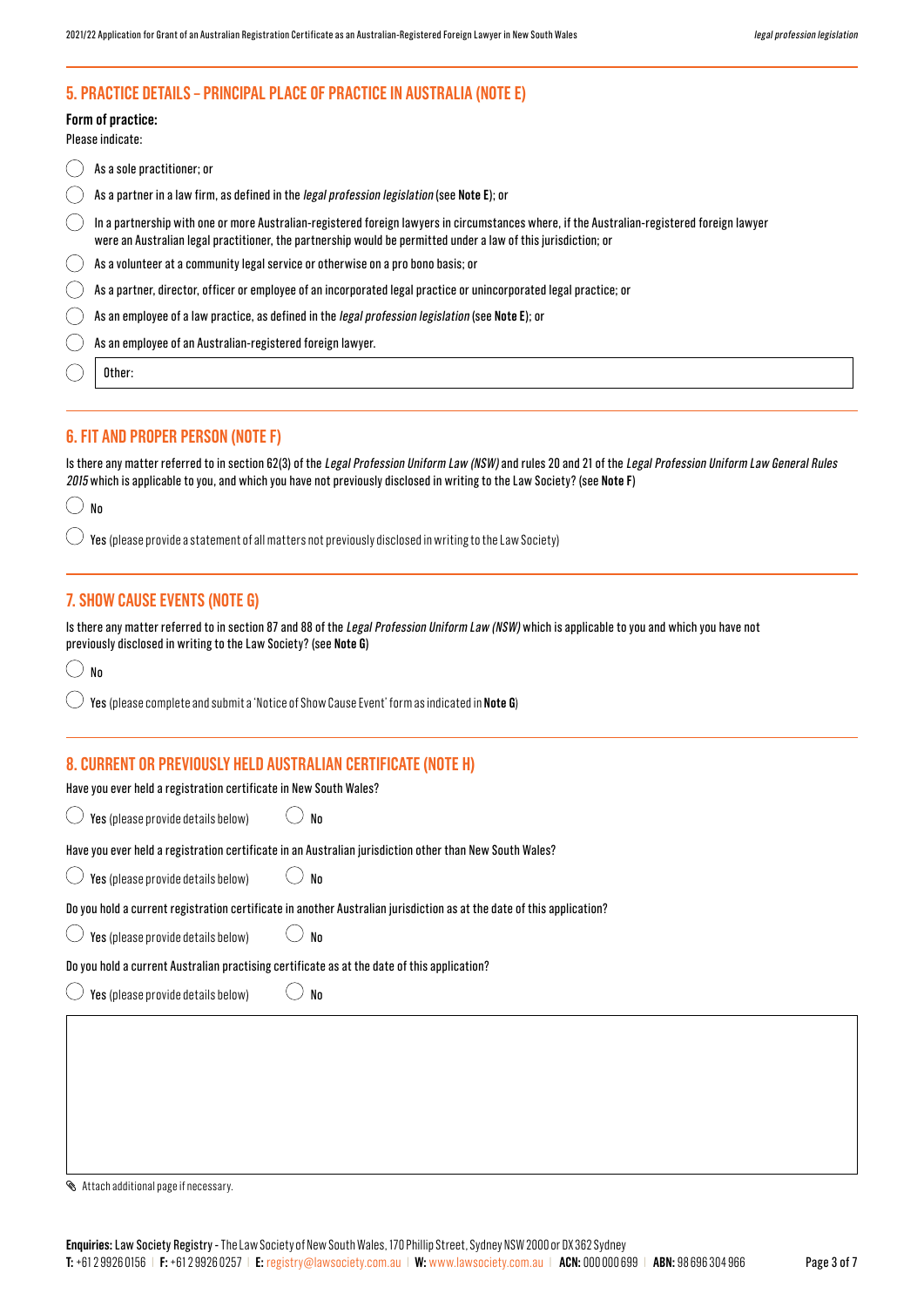## 5. PRACTICE DETAILS – PRINCIPAL PLACE OF PRACTICE IN AUSTRALIA (NOTE E)

**Form of practice:**

Please indicate:

- ◯ As a sole practitioner; or
- ◯ As a partner in a law firm, as defined in the *legal profession legislation* (see **Note E**); or
- ◯ In a partnership with one or more Australian-registered foreign lawyers in circumstances where, if the Australian-registered foreign lawyer were an Australian legal practitioner, the partnership would be permitted under a law of this jurisdiction; or
- ◯ As a volunteer at a community legal service or otherwise on a pro bono basis; or
- ◯ As a partner, director, officer or employee of an incorporated legal practice or unincorporated legal practice; or
- ◯ As an employee of a law practice, as defined in the *legal profession legislation* (see **Note E**); or
- ◯ As an employee of an Australian-registered foreign lawyer.
- ◯ Other:

## 6. FIT AND PROPER PERSON (NOTE F)

Is there any matter referred to in section 62(3) of the *Legal Profession Uniform Law (NSW)* and rules 20 and 21 of the *Legal Profession Uniform Law General Rules 2015* which is applicable to you, and which you have not previously disclosed in writing to the Law Society? (see **Note F**)

- ◯ No
- ◯ **Yes** (please provide a statement of all matters not previously disclosed in writing to the Law Society)

## 7. SHOW CAUSE EVENTS (NOTE G)

Is there any matter referred to in section 87 and 88 of the *Legal Profession Uniform Law (NSW)* which is applicable to you and which you have not previously disclosed in writing to the Law Society? (see **Note G**)

- ◯ No
- ◯ **Yes** (please complete and submit a 'Notice of Show Cause Event' form as indicated in **Note G**)

## 8. CURRENT OR PREVIOUSLY HELD AUSTRALIAN CERTIFICATE (NOTE H)

Have you ever held a registration certificate in New South Wales?

◯ **Yes** (please provide details below) ◯ No

Have you ever held a registration certificate in an Australian jurisdiction other than New South Wales?

◯ **Yes** (please provide details below) ◯ No

Do you hold a current registration certificate in another Australian jurisdiction as at the date of this application?

◯ **Yes** (please provide details below) ◯ No

Do you hold a current Australian practising certificate as at the date of this application?

◯ **Yes** (please provide details below) ◯ No

Attach additional page if necessary.

**Enquiries:** Law Society Registry - The Law Society of New South Wales, 170 Phillip Street, Sydney NSW 2000 or DX 362 Sydney
**T:** +61 2 9926 0156 | **F:** +61 2 9926 0257 | **E:** registry@lawsociety.com.au | **W:** www.lawsociety.com.au | **ACN:** 000 000 699 | **ABN:** 98 696 304 966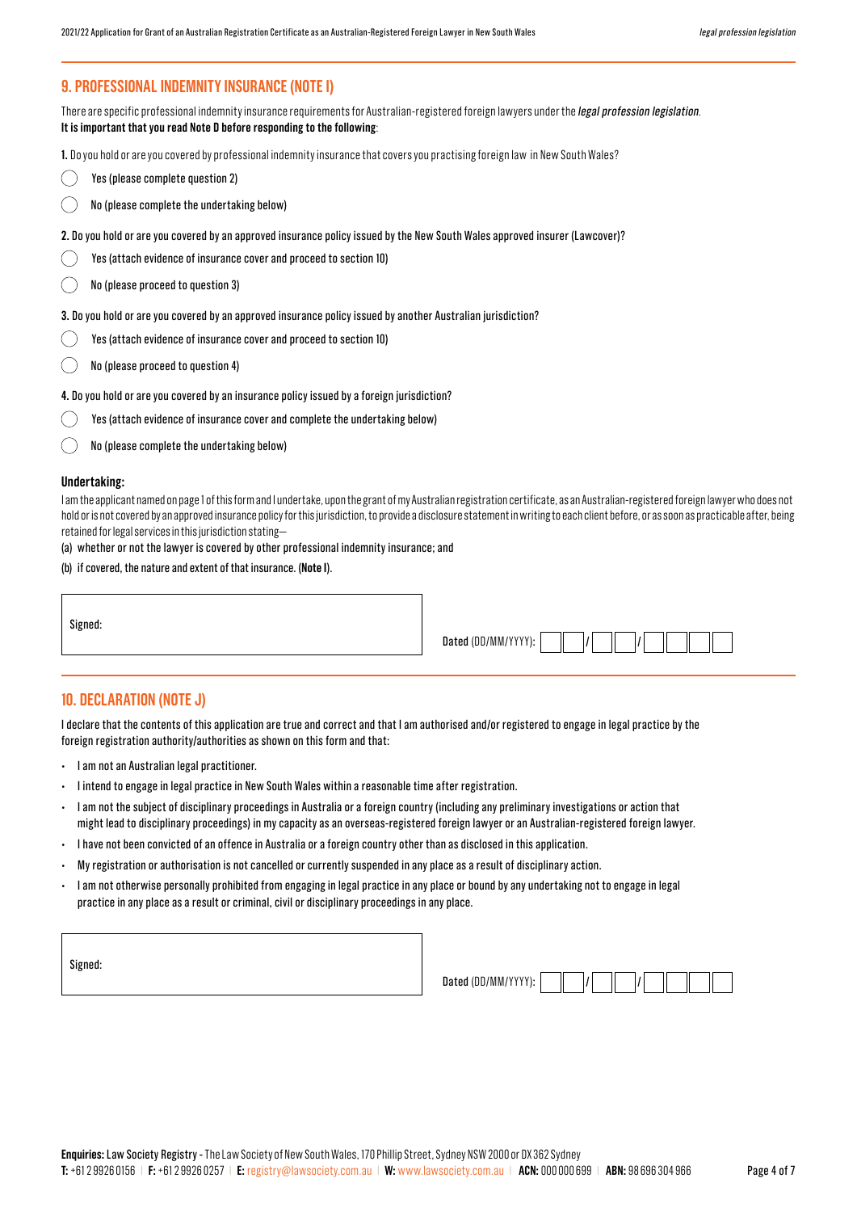## 9. PROFESSIONAL INDEMNITY INSURANCE (NOTE I)

There are specific professional indemnity insurance requirements for Australian-registered foreign lawyers under the *legal profession legislation*.
**It is important that you read Note D before responding to the following**:

**1.** Do you hold or are you covered by professional indemnity insurance that covers you practising foreign law in New South Wales?

- ◯ Yes (please complete question 2)
- ◯ No (please complete the undertaking below)

**2.** Do you hold or are you covered by an approved insurance policy issued by the New South Wales approved insurer (Lawcover)?

- ◯ Yes (attach evidence of insurance cover and proceed to section 10)
- ◯ No (please proceed to question 3)

**3.** Do you hold or are you covered by an approved insurance policy issued by another Australian jurisdiction?

- ◯ Yes (attach evidence of insurance cover and proceed to section 10)
- ◯ No (please proceed to question 4)

**4.** Do you hold or are you covered by an insurance policy issued by a foreign jurisdiction?

- ◯ Yes (attach evidence of insurance cover and complete the undertaking below)
- ◯ No (please complete the undertaking below)

**Undertaking:**

I am the applicant named on page 1 of this form and I undertake, upon the grant of my Australian registration certificate, as an Australian-registered foreign lawyer who does not hold or is not covered by an approved insurance policy for this jurisdiction, to provide a disclosure statement in writing to each client before, or as soon as practicable after, being retained for legal services in this jurisdiction stating—

(a) whether or not the lawyer is covered by other professional indemnity insurance; and

(b) if covered, the nature and extent of that insurance. (**Note I**).

Signed:

Dated (DD/MM/YYYY): \_\_ \_\_ / \_\_ \_\_ / \_\_ \_\_ \_\_ \_\_

## 10. DECLARATION (NOTE J)

I declare that the contents of this application are true and correct and that I am authorised and/or registered to engage in legal practice by the foreign registration authority/authorities as shown on this form and that:

- I am not an Australian legal practitioner.
- I intend to engage in legal practice in New South Wales within a reasonable time after registration.
- I am not the subject of disciplinary proceedings in Australia or a foreign country (including any preliminary investigations or action that might lead to disciplinary proceedings) in my capacity as an overseas-registered foreign lawyer or an Australian-registered foreign lawyer.
- I have not been convicted of an offence in Australia or a foreign country other than as disclosed in this application.
- My registration or authorisation is not cancelled or currently suspended in any place as a result of disciplinary action.
- I am not otherwise personally prohibited from engaging in legal practice in any place or bound by any undertaking not to engage in legal practice in any place as a result or criminal, civil or disciplinary proceedings in any place.

Signed:

Dated (DD/MM/YYYY): \_\_ \_\_ / \_\_ \_\_ / \_\_ \_\_ \_\_ \_\_

**Enquiries:** Law Society Registry - The Law Society of New South Wales, 170 Phillip Street, Sydney NSW 2000 or DX 362 Sydney
**T:** +61 2 9926 0156 | **F:** +61 2 9926 0257 | **E:** registry@lawsociety.com.au | **W:** www.lawsociety.com.au | **ACN:** 000 000 699 | **ABN:** 98 696 304 966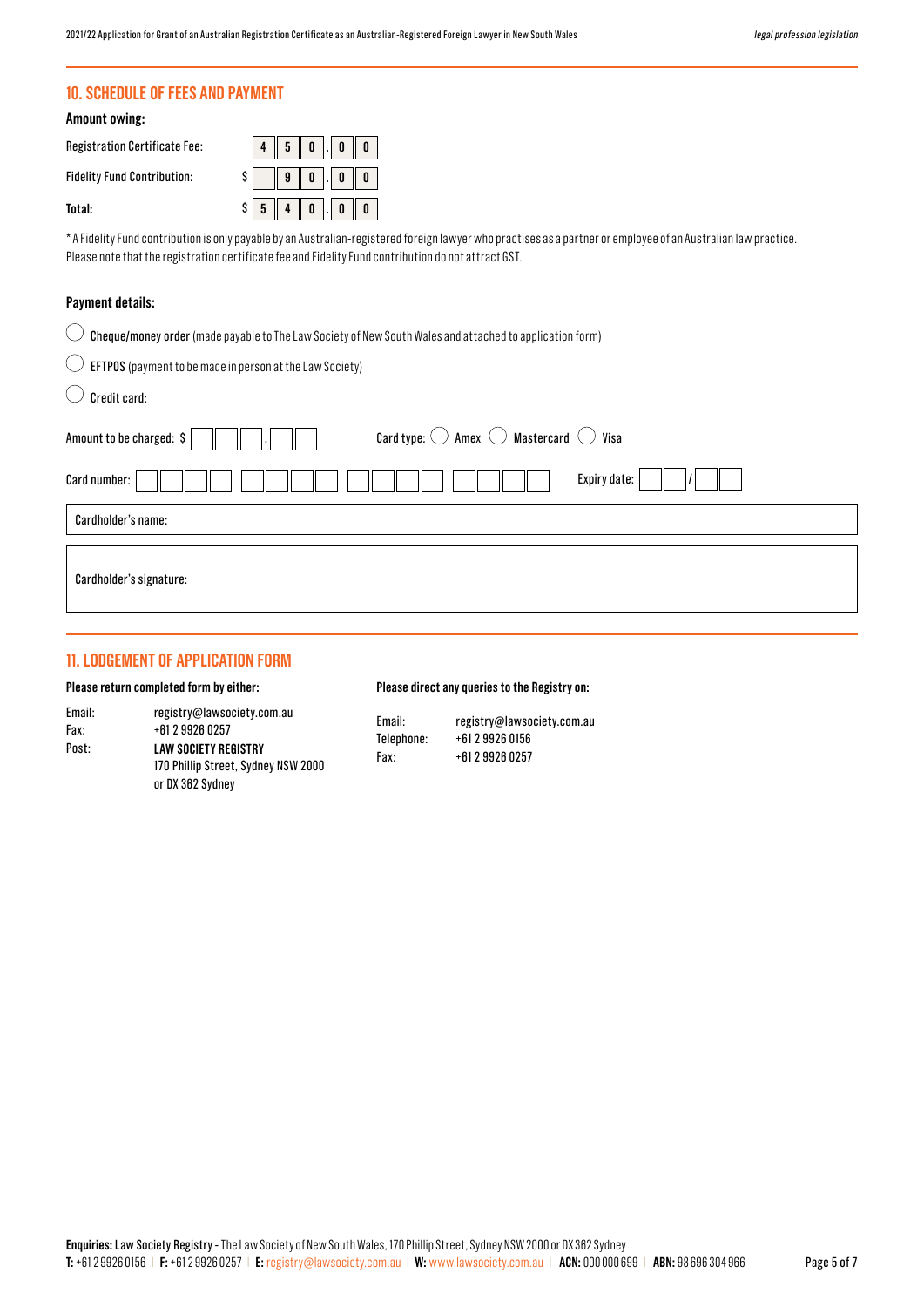## 10. SCHEDULE OF FEES AND PAYMENT

**Amount owing:**

| | |
|---|---|
| Registration Certificate Fee: | 450.00 |
| Fidelity Fund Contribution: | $ 90.00 |
| **Total:** | $ 540.00 |

\* A Fidelity Fund contribution is only payable by an Australian-registered foreign lawyer who practises as a partner or employee of an Australian law practice. Please note that the registration certificate fee and Fidelity Fund contribution do not attract GST.

**Payment details:**

- ◯ **Cheque/money order** (made payable to The Law Society of New South Wales and attached to application form)
- ◯ **EFTPOS** (payment to be made in person at the Law Society)
- ◯ **Credit card:**

Amount to be charged: $ ☐☐☐.☐☐ Card type: ◯ Amex ◯ Mastercard ◯ Visa

Card number: ☐☐☐☐ ☐☐☐☐ ☐☐☐☐ ☐☐☐☐ Expiry date: ☐☐/☐☐

Cardholder's name:

Cardholder's signature:

## 11. LODGEMENT OF APPLICATION FORM

**Please return completed form by either:**

| | |
|---|---|
| Email: | registry@lawsociety.com.au |
| Fax: | +61 2 9926 0257 |
| Post: | **LAW SOCIETY REGISTRY**<br>170 Phillip Street, Sydney NSW 2000<br>or DX 362 Sydney |

**Please direct any queries to the Registry on:**

| | |
|---|---|
| Email: | registry@lawsociety.com.au |
| Telephone: | +61 2 9926 0156 |
| Fax: | +61 2 9926 0257 |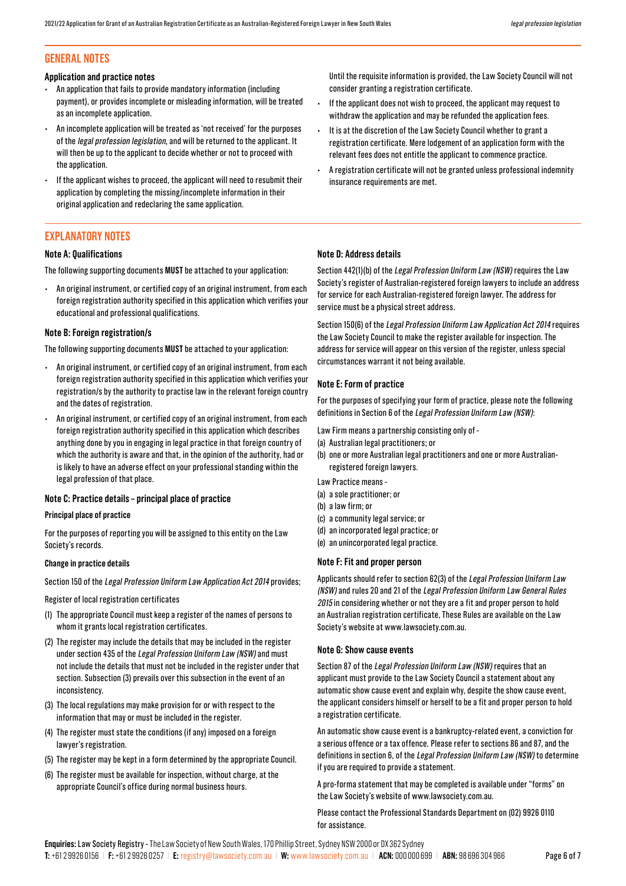## GENERAL NOTES

### Application and practice notes

- An application that fails to provide mandatory information (including payment), or provides incomplete or misleading information, will be treated as an incomplete application.
- An incomplete application will be treated as 'not received' for the purposes of the *legal profession legislation*, and will be returned to the applicant. It will then be up to the applicant to decide whether or not to proceed with the application.
- If the applicant wishes to proceed, the applicant will need to resubmit their application by completing the missing/incomplete information in their original application and redeclaring the same application.

  Until the requisite information is provided, the Law Society Council will not consider granting a registration certificate.
- If the applicant does not wish to proceed, the applicant may request to withdraw the application and may be refunded the application fees.
- It is at the discretion of the Law Society Council whether to grant a registration certificate. Mere lodgement of an application form with the relevant fees does not entitle the applicant to commence practice.
- A registration certificate will not be granted unless professional indemnity insurance requirements are met.

## EXPLANATORY NOTES

### Note A: Qualifications

The following supporting documents **MUST** be attached to your application:

- An original instrument, or certified copy of an original instrument, from each foreign registration authority specified in this application which verifies your educational and professional qualifications.

### Note B: Foreign registration/s

The following supporting documents **MUST** be attached to your application:

- An original instrument, or certified copy of an original instrument, from each foreign registration authority specified in this application which verifies your registration/s by the authority to practise law in the relevant foreign country and the dates of registration.
- An original instrument, or certified copy of an original instrument, from each foreign registration authority specified in this application which describes anything done by you in engaging in legal practice in that foreign country of which the authority is aware and that, in the opinion of the authority, had or is likely to have an adverse effect on your professional standing within the legal profession of that place.

### Note C: Practice details – principal place of practice

#### Principal place of practice

For the purposes of reporting you will be assigned to this entity on the Law Society's records.

#### Change in practice details

Section 150 of the *Legal Profession Uniform Law Application Act 2014* provides;

Register of local registration certificates

(1) The appropriate Council must keep a register of the names of persons to whom it grants local registration certificates.

(2) The register may include the details that may be included in the register under section 435 of the *Legal Profession Uniform Law (NSW)* and must not include the details that must not be included in the register under that section. Subsection (3) prevails over this subsection in the event of an inconsistency.

(3) The local regulations may make provision for or with respect to the information that may or must be included in the register.

(4) The register must state the conditions (if any) imposed on a foreign lawyer's registration.

(5) The register may be kept in a form determined by the appropriate Council.

(6) The register must be available for inspection, without charge, at the appropriate Council's office during normal business hours.

### Note D: Address details

Section 442(1)(b) of the *Legal Profession Uniform Law (NSW)* requires the Law Society's register of Australian-registered foreign lawyers to include an address for service for each Australian-registered foreign lawyer. The address for service must be a physical street address.

Section 150(6) of the *Legal Profession Uniform Law Application Act 2014* requires the Law Society Council to make the register available for inspection. The address for service will appear on this version of the register, unless special circumstances warrant it not being available.

### Note E: Form of practice

For the purposes of specifying your form of practice, please note the following definitions in Section 6 of the *Legal Profession Uniform Law (NSW)*:

Law Firm means a partnership consisting only of -

(a) Australian legal practitioners; or

(b) one or more Australian legal practitioners and one or more Australian-registered foreign lawyers.

Law Practice means -

(a) a sole practitioner; or

(b) a law firm; or

(c) a community legal service; or

(d) an incorporated legal practice; or

(e) an unincorporated legal practice.

### Note F: Fit and proper person

Applicants should refer to section 62(3) of the *Legal Profession Uniform Law (NSW)* and rules 20 and 21 of the *Legal Profession Uniform Law General Rules 2015* in considering whether or not they are a fit and proper person to hold an Australian registration certificate, These Rules are available on the Law Society's website at www.lawsociety.com.au.

### Note G: Show cause events

Section 87 of the *Legal Profession Uniform Law (NSW)* requires that an applicant must provide to the Law Society Council a statement about any automatic show cause event and explain why, despite the show cause event, the applicant considers himself or herself to be a fit and proper person to hold a registration certificate.

An automatic show cause event is a bankruptcy-related event, a conviction for a serious offence or a tax offence. Please refer to sections 86 and 87, and the definitions in section 6, of the *Legal Profession Uniform Law (NSW)* to determine if you are required to provide a statement.

A pro-forma statement that may be completed is available under "forms" on the Law Society's website of www.lawsociety.com.au.

Please contact the Professional Standards Department on (02) 9926 0110 for assistance.

**Enquiries:** Law Society Registry - The Law Society of New South Wales, 170 Phillip Street, Sydney NSW 2000 or DX 362 Sydney
**T:** +61 2 9926 0156 | **F:** +61 2 9926 0257 | **E:** registry@lawsociety.com.au | **W:** www.lawsociety.com.au | **ACN:** 000 000 699 | **ABN:** 98 696 304 966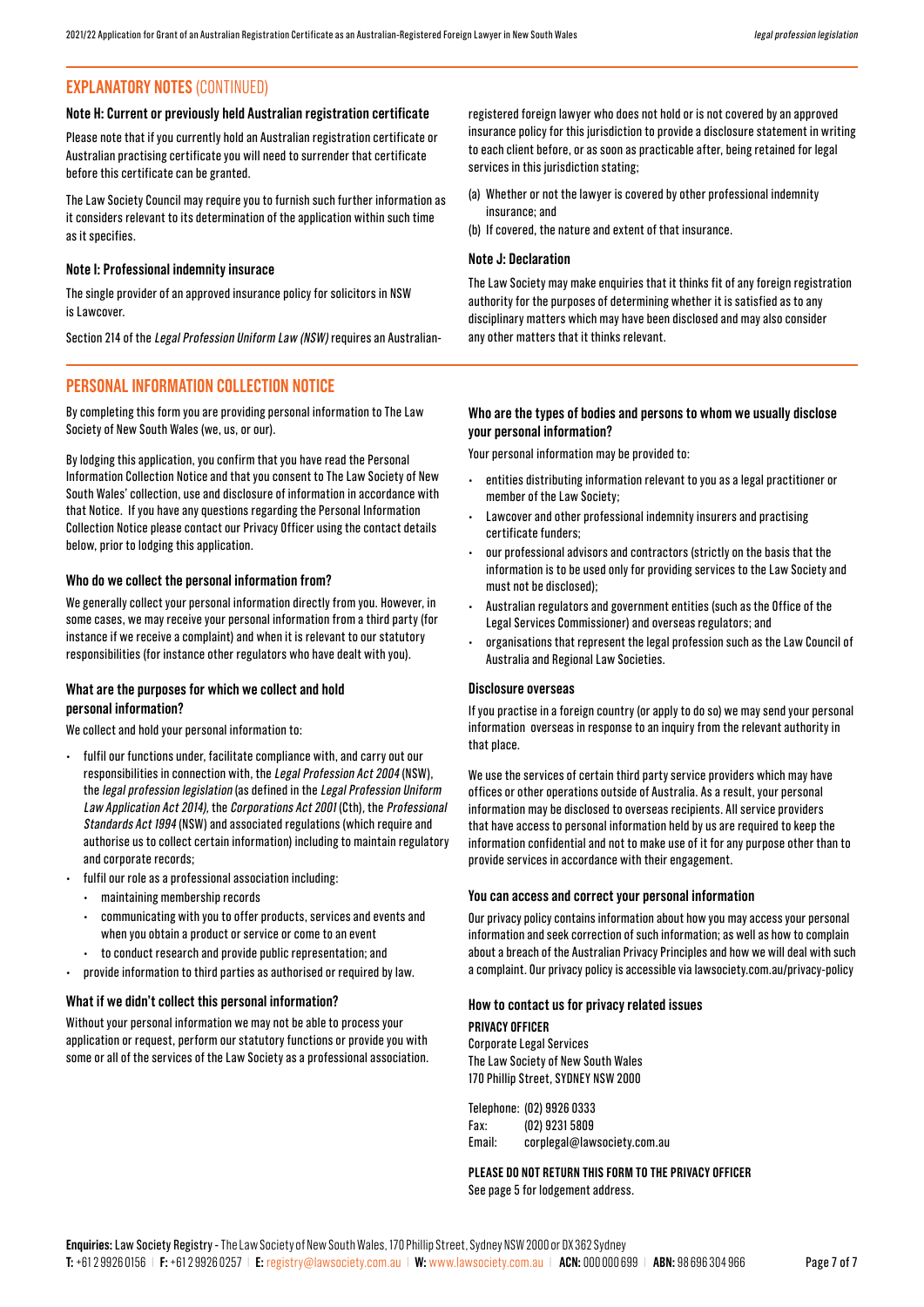## EXPLANATORY NOTES (CONTINUED)

### Note H: Current or previously held Australian registration certificate

Please note that if you currently hold an Australian registration certificate or Australian practising certificate you will need to surrender that certificate before this certificate can be granted.

The Law Society Council may require you to furnish such further information as it considers relevant to its determination of the application within such time as it specifies.

### Note I: Professional indemnity insurace

The single provider of an approved insurance policy for solicitors in NSW is Lawcover.

Section 214 of the *Legal Profession Uniform Law (NSW)* requires an Australian-registered foreign lawyer who does not hold or is not covered by an approved insurance policy for this jurisdiction to provide a disclosure statement in writing to each client before, or as soon as practicable after, being retained for legal services in this jurisdiction stating;

(a) Whether or not the lawyer is covered by other professional indemnity insurance; and

(b) If covered, the nature and extent of that insurance.

### Note J: Declaration

The Law Society may make enquiries that it thinks fit of any foreign registration authority for the purposes of determining whether it is satisfied as to any disciplinary matters which may have been disclosed and may also consider any other matters that it thinks relevant.

## PERSONAL INFORMATION COLLECTION NOTICE

By completing this form you are providing personal information to The Law Society of New South Wales (we, us, or our).

By lodging this application, you confirm that you have read the Personal Information Collection Notice and that you consent to The Law Society of New South Wales' collection, use and disclosure of information in accordance with that Notice. If you have any questions regarding the Personal Information Collection Notice please contact our Privacy Officer using the contact details below, prior to lodging this application.

### Who do we collect the personal information from?

We generally collect your personal information directly from you. However, in some cases, we may receive your personal information from a third party (for instance if we receive a complaint) and when it is relevant to our statutory responsibilities (for instance other regulators who have dealt with you).

### What are the purposes for which we collect and hold personal information?

We collect and hold your personal information to:

- fulfil our functions under, facilitate compliance with, and carry out our responsibilities in connection with, the *Legal Profession Act 2004* (NSW), the *legal profession legislation* (as defined in the *Legal Profession Uniform Law Application Act 2014)*, the *Corporations Act 2001* (Cth), the *Professional Standards Act 1994* (NSW) and associated regulations (which require and authorise us to collect certain information) including to maintain regulatory and corporate records;
- fulfil our role as a professional association including:
  - maintaining membership records
  - communicating with you to offer products, services and events and when you obtain a product or service or come to an event
  - to conduct research and provide public representation; and
- provide information to third parties as authorised or required by law.

### What if we didn't collect this personal information?

Without your personal information we may not be able to process your application or request, perform our statutory functions or provide you with some or all of the services of the Law Society as a professional association.

### Who are the types of bodies and persons to whom we usually disclose your personal information?

Your personal information may be provided to:

- entities distributing information relevant to you as a legal practitioner or member of the Law Society;
- Lawcover and other professional indemnity insurers and practising certificate funders;
- our professional advisors and contractors (strictly on the basis that the information is to be used only for providing services to the Law Society and must not be disclosed);
- Australian regulators and government entities (such as the Office of the Legal Services Commissioner) and overseas regulators; and
- organisations that represent the legal profession such as the Law Council of Australia and Regional Law Societies.

### Disclosure overseas

If you practise in a foreign country (or apply to do so) we may send your personal information overseas in response to an inquiry from the relevant authority in that place.

We use the services of certain third party service providers which may have offices or other operations outside of Australia. As a result, your personal information may be disclosed to overseas recipients. All service providers that have access to personal information held by us are required to keep the information confidential and not to make use of it for any purpose other than to provide services in accordance with their engagement.

### You can access and correct your personal information

Our privacy policy contains information about how you may access your personal information and seek correction of such information; as well as how to complain about a breach of the Australian Privacy Principles and how we will deal with such a complaint. Our privacy policy is accessible via lawsociety.com.au/privacy-policy

### How to contact us for privacy related issues

**PRIVACY OFFICER**
Corporate Legal Services
The Law Society of New South Wales
170 Phillip Street, SYDNEY NSW 2000

Telephone: (02) 9926 0333
Fax: (02) 9231 5809
Email: corplegal@lawsociety.com.au

**PLEASE DO NOT RETURN THIS FORM TO THE PRIVACY OFFICER**
See page 5 for lodgement address.